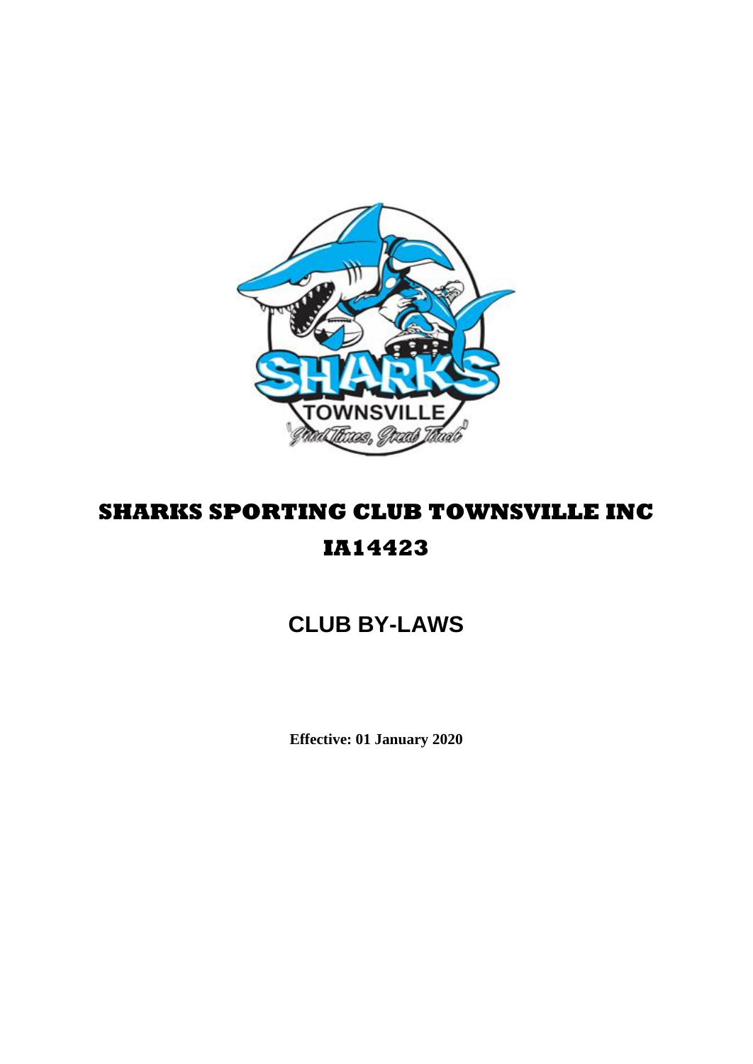# SHARKS SPORTING CLUB TOWNSVILLE INC

# IA14423

## CLUB BY-LAWS

**Effective: 01 January 2020**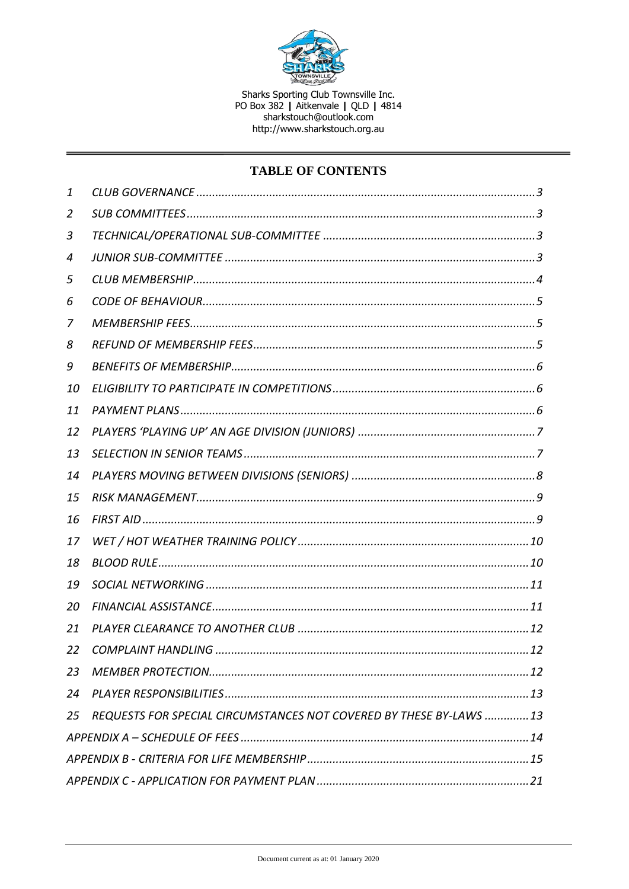Sharks Sporting Club Townsville Inc.
PO Box 382 | Aitkenvale | QLD | 4814
sharkstouch@outlook.com
http://www.sharkstouch.org.au

## TABLE OF CONTENTS

| | | |
|---|---|---|
| 1 | *CLUB GOVERNANCE* | 3 |
| 2 | *SUB COMMITTEES* | 3 |
| 3 | *TECHNICAL/OPERATIONAL SUB-COMMITTEE* | 3 |
| 4 | *JUNIOR SUB-COMMITTEE* | 3 |
| 5 | *CLUB MEMBERSHIP* | 4 |
| 6 | *CODE OF BEHAVIOUR* | 5 |
| 7 | *MEMBERSHIP FEES* | 5 |
| 8 | *REFUND OF MEMBERSHIP FEES* | 5 |
| 9 | *BENEFITS OF MEMBERSHIP* | 6 |
| 10 | *ELIGIBILITY TO PARTICIPATE IN COMPETITIONS* | 6 |
| 11 | *PAYMENT PLANS* | 6 |
| 12 | *PLAYERS 'PLAYING UP' AN AGE DIVISION (JUNIORS)* | 7 |
| 13 | *SELECTION IN SENIOR TEAMS* | 7 |
| 14 | *PLAYERS MOVING BETWEEN DIVISIONS (SENIORS)* | 8 |
| 15 | *RISK MANAGEMENT* | 9 |
| 16 | *FIRST AID* | 9 |
| 17 | *WET / HOT WEATHER TRAINING POLICY* | 10 |
| 18 | *BLOOD RULE* | 10 |
| 19 | *SOCIAL NETWORKING* | 11 |
| 20 | *FINANCIAL ASSISTANCE* | 11 |
| 21 | *PLAYER CLEARANCE TO ANOTHER CLUB* | 12 |
| 22 | *COMPLAINT HANDLING* | 12 |
| 23 | *MEMBER PROTECTION* | 12 |
| 24 | *PLAYER RESPONSIBILITIES* | 13 |
| 25 | *REQUESTS FOR SPECIAL CIRCUMSTANCES NOT COVERED BY THESE BY-LAWS* | 13 |
| | *APPENDIX A – SCHEDULE OF FEES* | 14 |
| | *APPENDIX B - CRITERIA FOR LIFE MEMBERSHIP* | 15 |
| | *APPENDIX C - APPLICATION FOR PAYMENT PLAN* | 21 |

Document current as at: 01 January 2020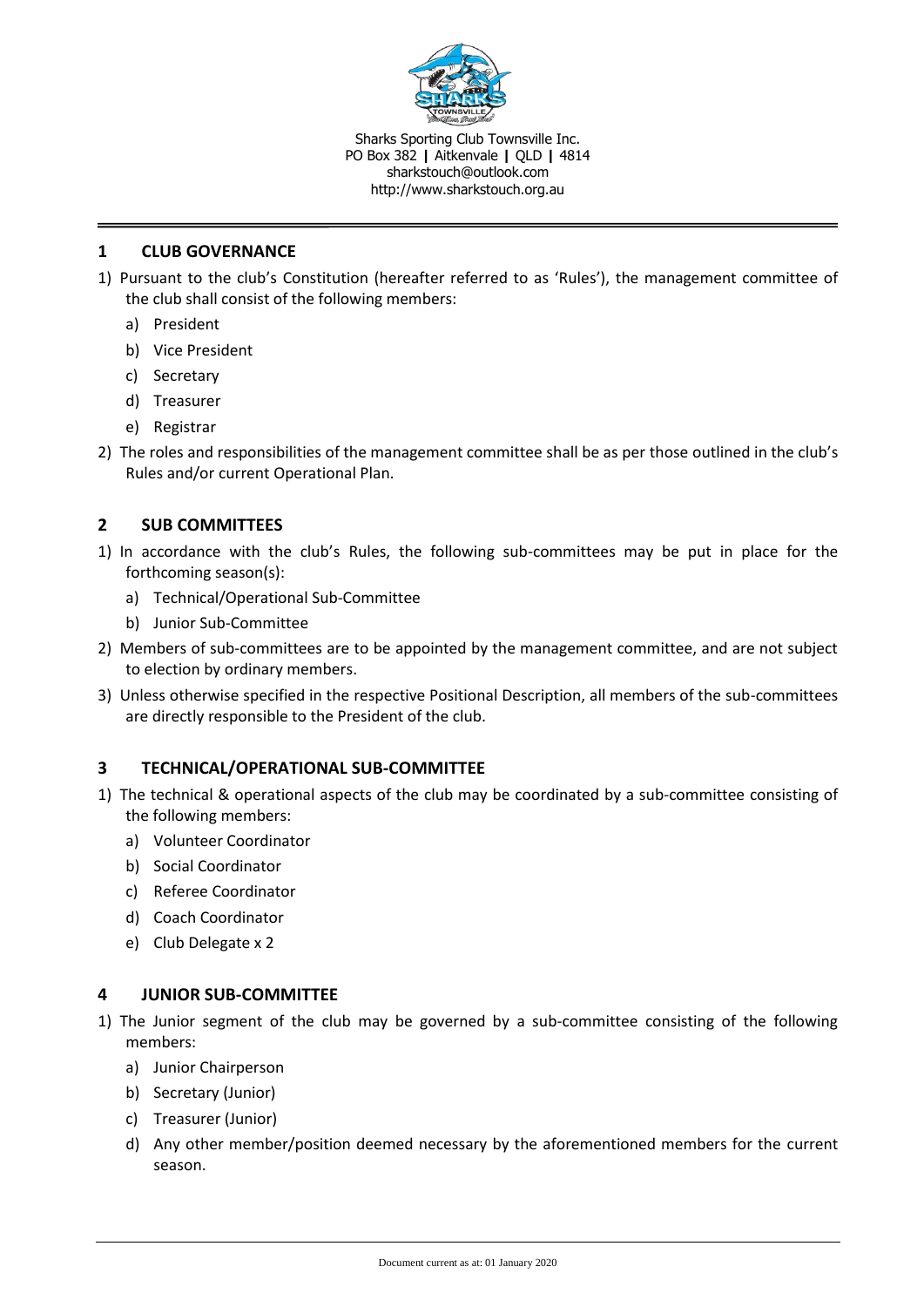Sharks Sporting Club Townsville Inc.
PO Box 382 | Aitkenvale | QLD | 4814
sharkstouch@outlook.com
http://www.sharkstouch.org.au

## 1 CLUB GOVERNANCE

1) Pursuant to the club's Constitution (hereafter referred to as 'Rules'), the management committee of the club shall consist of the following members:
   a) President
   b) Vice President
   c) Secretary
   d) Treasurer
   e) Registrar
2) The roles and responsibilities of the management committee shall be as per those outlined in the club's Rules and/or current Operational Plan.

## 2 SUB COMMITTEES

1) In accordance with the club's Rules, the following sub-committees may be put in place for the forthcoming season(s):
   a) Technical/Operational Sub-Committee
   b) Junior Sub-Committee
2) Members of sub-committees are to be appointed by the management committee, and are not subject to election by ordinary members.
3) Unless otherwise specified in the respective Positional Description, all members of the sub-committees are directly responsible to the President of the club.

## 3 TECHNICAL/OPERATIONAL SUB-COMMITTEE

1) The technical & operational aspects of the club may be coordinated by a sub-committee consisting of the following members:
   a) Volunteer Coordinator
   b) Social Coordinator
   c) Referee Coordinator
   d) Coach Coordinator
   e) Club Delegate x 2

## 4 JUNIOR SUB-COMMITTEE

1) The Junior segment of the club may be governed by a sub-committee consisting of the following members:
   a) Junior Chairperson
   b) Secretary (Junior)
   c) Treasurer (Junior)
   d) Any other member/position deemed necessary by the aforementioned members for the current season.

Document current as at: 01 January 2020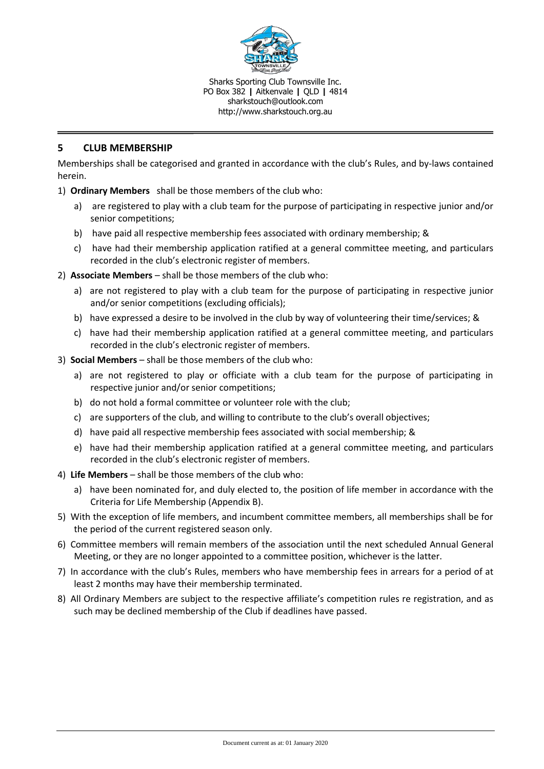## 5 CLUB MEMBERSHIP

Memberships shall be categorised and granted in accordance with the club's Rules, and by-laws contained herein.

1) **Ordinary Members** shall be those members of the club who:
   a) are registered to play with a club team for the purpose of participating in respective junior and/or senior competitions;
   b) have paid all respective membership fees associated with ordinary membership; &
   c) have had their membership application ratified at a general committee meeting, and particulars recorded in the club's electronic register of members.
2) **Associate Members** – shall be those members of the club who:
   a) are not registered to play with a club team for the purpose of participating in respective junior and/or senior competitions (excluding officials);
   b) have expressed a desire to be involved in the club by way of volunteering their time/services; &
   c) have had their membership application ratified at a general committee meeting, and particulars recorded in the club's electronic register of members.
3) **Social Members** – shall be those members of the club who:
   a) are not registered to play or officiate with a club team for the purpose of participating in respective junior and/or senior competitions;
   b) do not hold a formal committee or volunteer role with the club;
   c) are supporters of the club, and willing to contribute to the club's overall objectives;
   d) have paid all respective membership fees associated with social membership; &
   e) have had their membership application ratified at a general committee meeting, and particulars recorded in the club's electronic register of members.
4) **Life Members** – shall be those members of the club who:
   a) have been nominated for, and duly elected to, the position of life member in accordance with the Criteria for Life Membership (Appendix B).
5) With the exception of life members, and incumbent committee members, all memberships shall be for the period of the current registered season only.
6) Committee members will remain members of the association until the next scheduled Annual General Meeting, or they are no longer appointed to a committee position, whichever is the latter.
7) In accordance with the club's Rules, members who have membership fees in arrears for a period of at least 2 months may have their membership terminated.
8) All Ordinary Members are subject to the respective affiliate's competition rules re registration, and as such may be declined membership of the Club if deadlines have passed.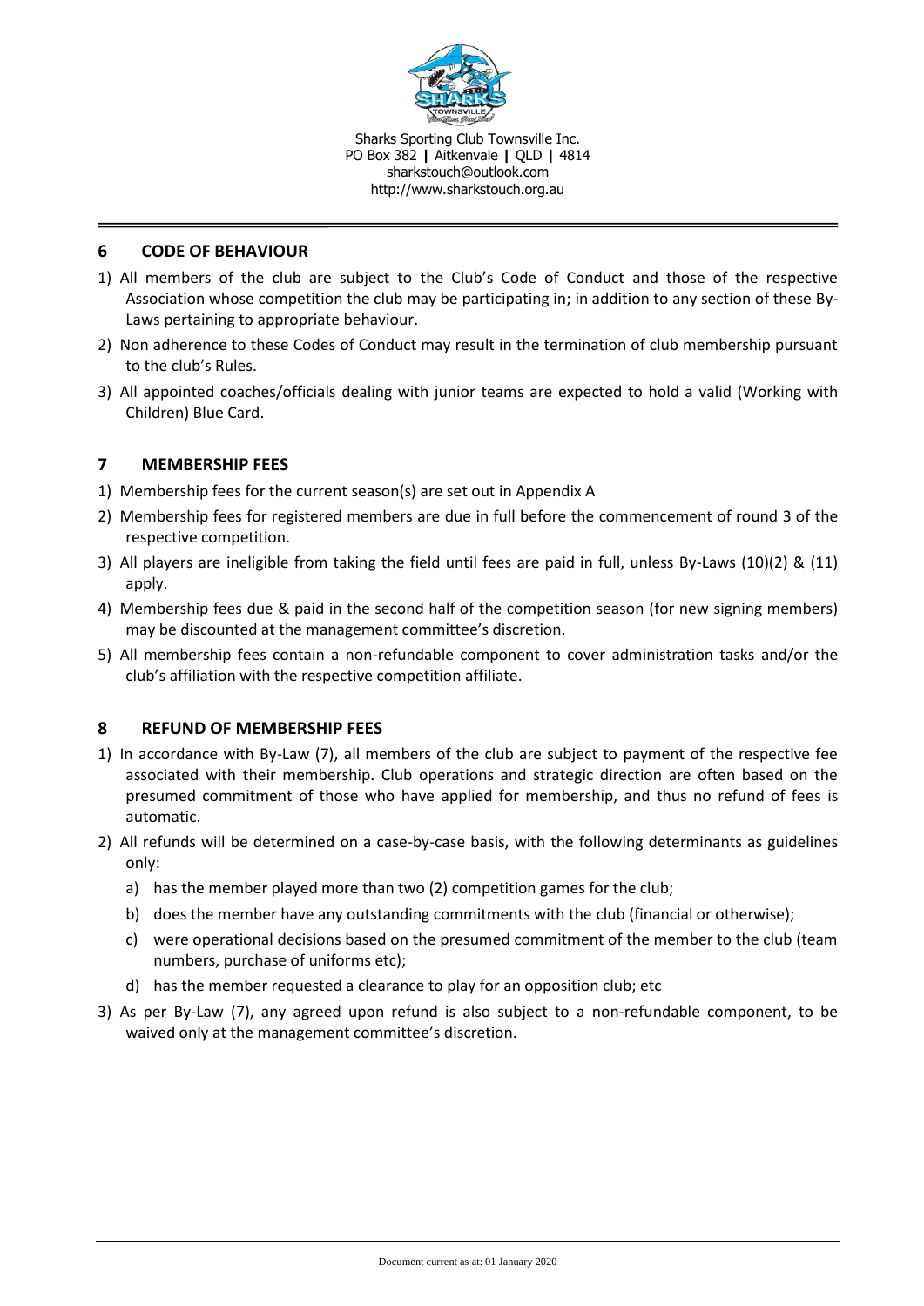## 6 CODE OF BEHAVIOUR

1) All members of the club are subject to the Club's Code of Conduct and those of the respective Association whose competition the club may be participating in; in addition to any section of these By-Laws pertaining to appropriate behaviour.
2) Non adherence to these Codes of Conduct may result in the termination of club membership pursuant to the club's Rules.
3) All appointed coaches/officials dealing with junior teams are expected to hold a valid (Working with Children) Blue Card.

## 7 MEMBERSHIP FEES

1) Membership fees for the current season(s) are set out in Appendix A
2) Membership fees for registered members are due in full before the commencement of round 3 of the respective competition.
3) All players are ineligible from taking the field until fees are paid in full, unless By-Laws (10)(2) & (11) apply.
4) Membership fees due & paid in the second half of the competition season (for new signing members) may be discounted at the management committee's discretion.
5) All membership fees contain a non-refundable component to cover administration tasks and/or the club's affiliation with the respective competition affiliate.

## 8 REFUND OF MEMBERSHIP FEES

1) In accordance with By-Law (7), all members of the club are subject to payment of the respective fee associated with their membership. Club operations and strategic direction are often based on the presumed commitment of those who have applied for membership, and thus no refund of fees is automatic.
2) All refunds will be determined on a case-by-case basis, with the following determinants as guidelines only:
   a) has the member played more than two (2) competition games for the club;
   b) does the member have any outstanding commitments with the club (financial or otherwise);
   c) were operational decisions based on the presumed commitment of the member to the club (team numbers, purchase of uniforms etc);
   d) has the member requested a clearance to play for an opposition club; etc
3) As per By-Law (7), any agreed upon refund is also subject to a non-refundable component, to be waived only at the management committee's discretion.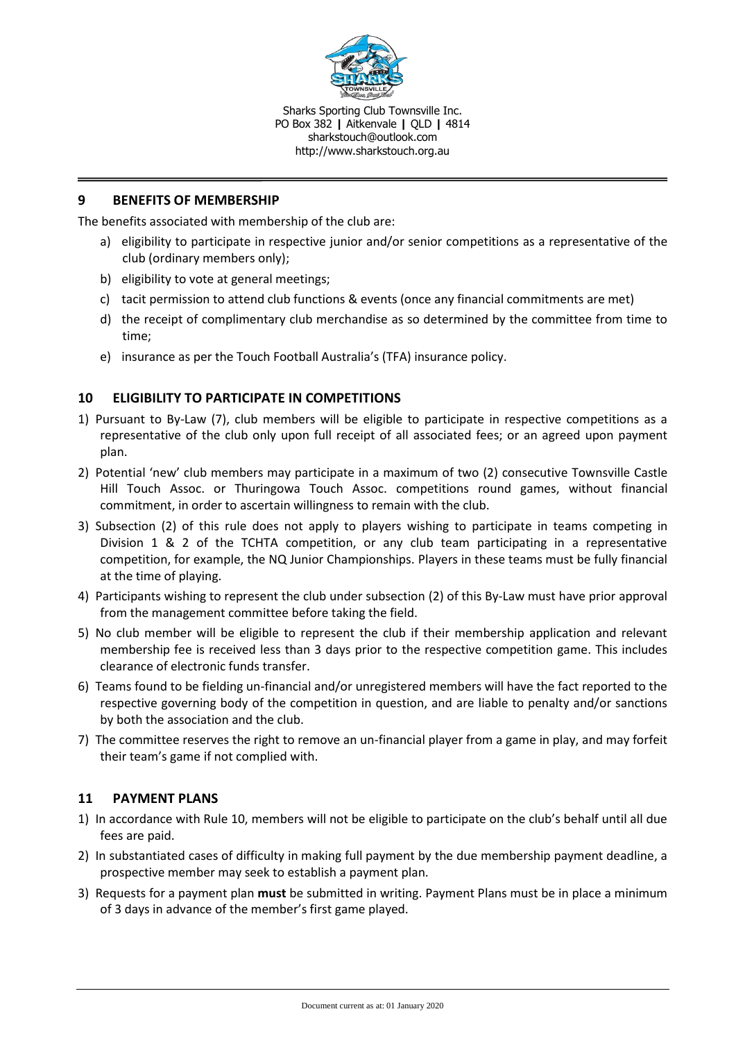## 9 BENEFITS OF MEMBERSHIP

The benefits associated with membership of the club are:

a) eligibility to participate in respective junior and/or senior competitions as a representative of the club (ordinary members only);
b) eligibility to vote at general meetings;
c) tacit permission to attend club functions & events (once any financial commitments are met)
d) the receipt of complimentary club merchandise as so determined by the committee from time to time;
e) insurance as per the Touch Football Australia's (TFA) insurance policy.

## 10 ELIGIBILITY TO PARTICIPATE IN COMPETITIONS

1) Pursuant to By-Law (7), club members will be eligible to participate in respective competitions as a representative of the club only upon full receipt of all associated fees; or an agreed upon payment plan.
2) Potential 'new' club members may participate in a maximum of two (2) consecutive Townsville Castle Hill Touch Assoc. or Thuringowa Touch Assoc. competitions round games, without financial commitment, in order to ascertain willingness to remain with the club.
3) Subsection (2) of this rule does not apply to players wishing to participate in teams competing in Division 1 & 2 of the TCHTA competition, or any club team participating in a representative competition, for example, the NQ Junior Championships. Players in these teams must be fully financial at the time of playing.
4) Participants wishing to represent the club under subsection (2) of this By-Law must have prior approval from the management committee before taking the field.
5) No club member will be eligible to represent the club if their membership application and relevant membership fee is received less than 3 days prior to the respective competition game. This includes clearance of electronic funds transfer.
6) Teams found to be fielding un-financial and/or unregistered members will have the fact reported to the respective governing body of the competition in question, and are liable to penalty and/or sanctions by both the association and the club.
7) The committee reserves the right to remove an un-financial player from a game in play, and may forfeit their team's game if not complied with.

## 11 PAYMENT PLANS

1) In accordance with Rule 10, members will not be eligible to participate on the club's behalf until all due fees are paid.
2) In substantiated cases of difficulty in making full payment by the due membership payment deadline, a prospective member may seek to establish a payment plan.
3) Requests for a payment plan **must** be submitted in writing. Payment Plans must be in place a minimum of 3 days in advance of the member's first game played.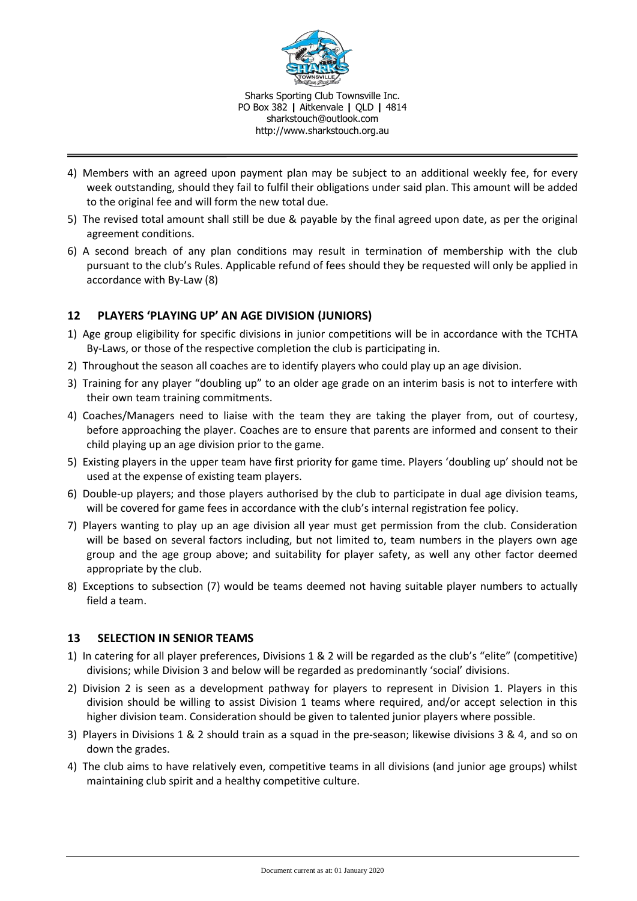4) Members with an agreed upon payment plan may be subject to an additional weekly fee, for every week outstanding, should they fail to fulfil their obligations under said plan. This amount will be added to the original fee and will form the new total due.
5) The revised total amount shall still be due & payable by the final agreed upon date, as per the original agreement conditions.
6) A second breach of any plan conditions may result in termination of membership with the club pursuant to the club's Rules. Applicable refund of fees should they be requested will only be applied in accordance with By-Law (8)

## 12 PLAYERS 'PLAYING UP' AN AGE DIVISION (JUNIORS)

1) Age group eligibility for specific divisions in junior competitions will be in accordance with the TCHTA By-Laws, or those of the respective completion the club is participating in.
2) Throughout the season all coaches are to identify players who could play up an age division.
3) Training for any player "doubling up" to an older age grade on an interim basis is not to interfere with their own team training commitments.
4) Coaches/Managers need to liaise with the team they are taking the player from, out of courtesy, before approaching the player. Coaches are to ensure that parents are informed and consent to their child playing up an age division prior to the game.
5) Existing players in the upper team have first priority for game time. Players 'doubling up' should not be used at the expense of existing team players.
6) Double-up players; and those players authorised by the club to participate in dual age division teams, will be covered for game fees in accordance with the club's internal registration fee policy.
7) Players wanting to play up an age division all year must get permission from the club. Consideration will be based on several factors including, but not limited to, team numbers in the players own age group and the age group above; and suitability for player safety, as well any other factor deemed appropriate by the club.
8) Exceptions to subsection (7) would be teams deemed not having suitable player numbers to actually field a team.

## 13 SELECTION IN SENIOR TEAMS

1) In catering for all player preferences, Divisions 1 & 2 will be regarded as the club's "elite" (competitive) divisions; while Division 3 and below will be regarded as predominantly 'social' divisions.
2) Division 2 is seen as a development pathway for players to represent in Division 1. Players in this division should be willing to assist Division 1 teams where required, and/or accept selection in this higher division team. Consideration should be given to talented junior players where possible.
3) Players in Divisions 1 & 2 should train as a squad in the pre-season; likewise divisions 3 & 4, and so on down the grades.
4) The club aims to have relatively even, competitive teams in all divisions (and junior age groups) whilst maintaining club spirit and a healthy competitive culture.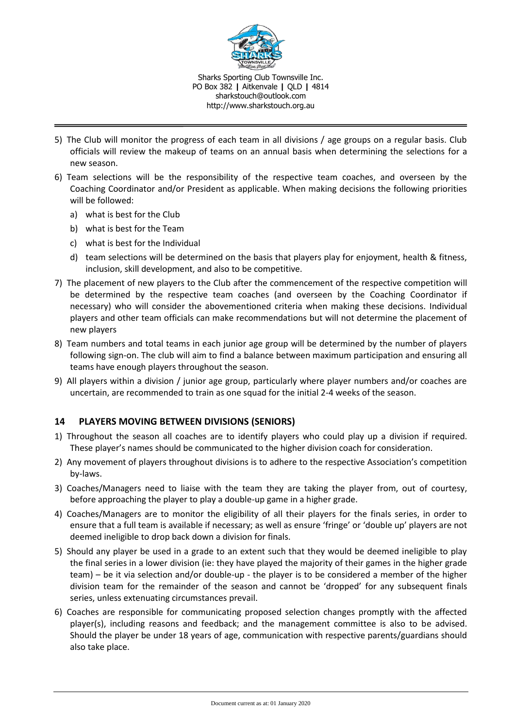5) The Club will monitor the progress of each team in all divisions / age groups on a regular basis. Club officials will review the makeup of teams on an annual basis when determining the selections for a new season.
6) Team selections will be the responsibility of the respective team coaches, and overseen by the Coaching Coordinator and/or President as applicable. When making decisions the following priorities will be followed:
   a) what is best for the Club
   b) what is best for the Team
   c) what is best for the Individual
   d) team selections will be determined on the basis that players play for enjoyment, health & fitness, inclusion, skill development, and also to be competitive.
7) The placement of new players to the Club after the commencement of the respective competition will be determined by the respective team coaches (and overseen by the Coaching Coordinator if necessary) who will consider the abovementioned criteria when making these decisions. Individual players and other team officials can make recommendations but will not determine the placement of new players
8) Team numbers and total teams in each junior age group will be determined by the number of players following sign-on. The club will aim to find a balance between maximum participation and ensuring all teams have enough players throughout the season.
9) All players within a division / junior age group, particularly where player numbers and/or coaches are uncertain, are recommended to train as one squad for the initial 2-4 weeks of the season.

## 14 PLAYERS MOVING BETWEEN DIVISIONS (SENIORS)

1) Throughout the season all coaches are to identify players who could play up a division if required. These player's names should be communicated to the higher division coach for consideration.
2) Any movement of players throughout divisions is to adhere to the respective Association's competition by-laws.
3) Coaches/Managers need to liaise with the team they are taking the player from, out of courtesy, before approaching the player to play a double-up game in a higher grade.
4) Coaches/Managers are to monitor the eligibility of all their players for the finals series, in order to ensure that a full team is available if necessary; as well as ensure 'fringe' or 'double up' players are not deemed ineligible to drop back down a division for finals.
5) Should any player be used in a grade to an extent such that they would be deemed ineligible to play the final series in a lower division (ie: they have played the majority of their games in the higher grade team) – be it via selection and/or double-up - the player is to be considered a member of the higher division team for the remainder of the season and cannot be 'dropped' for any subsequent finals series, unless extenuating circumstances prevail.
6) Coaches are responsible for communicating proposed selection changes promptly with the affected player(s), including reasons and feedback; and the management committee is also to be advised. Should the player be under 18 years of age, communication with respective parents/guardians should also take place.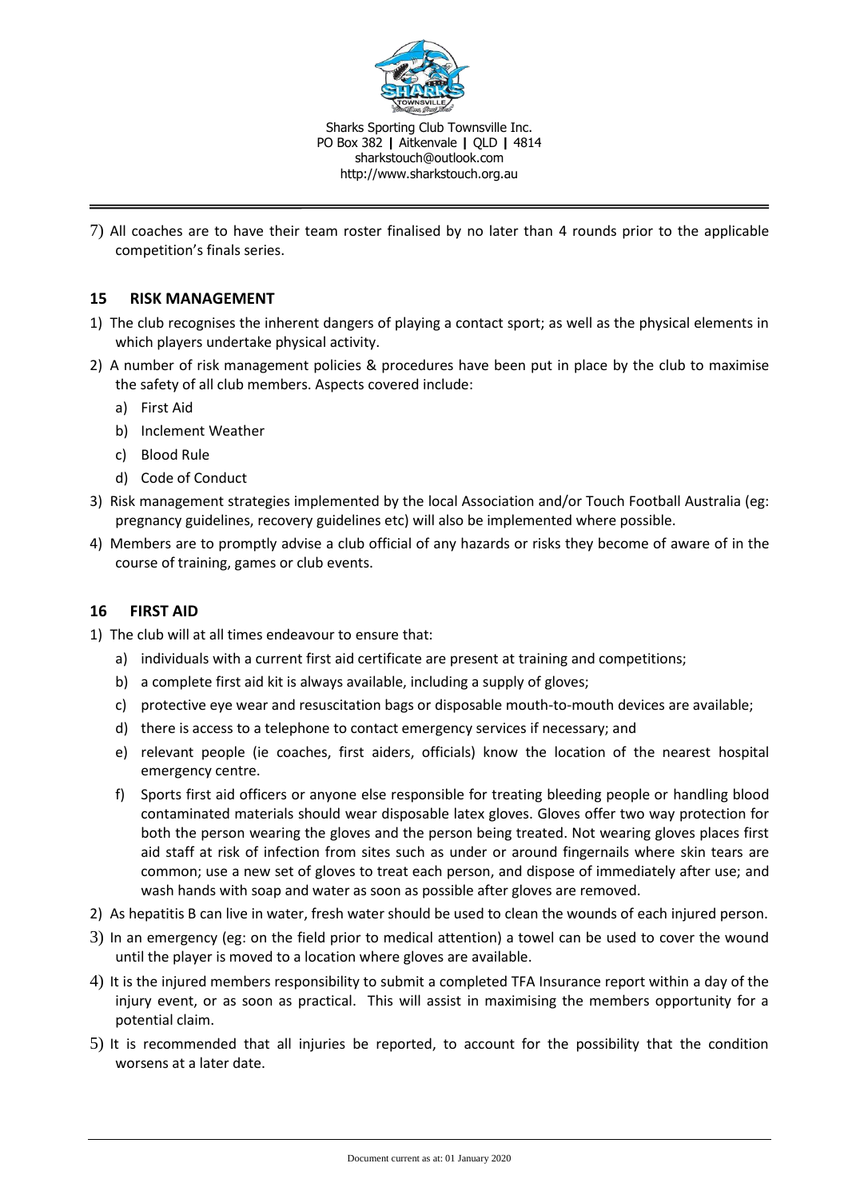7) All coaches are to have their team roster finalised by no later than 4 rounds prior to the applicable competition's finals series.

## 15 RISK MANAGEMENT

1) The club recognises the inherent dangers of playing a contact sport; as well as the physical elements in which players undertake physical activity.
2) A number of risk management policies & procedures have been put in place by the club to maximise the safety of all club members. Aspects covered include:
   a) First Aid
   b) Inclement Weather
   c) Blood Rule
   d) Code of Conduct
3) Risk management strategies implemented by the local Association and/or Touch Football Australia (eg: pregnancy guidelines, recovery guidelines etc) will also be implemented where possible.
4) Members are to promptly advise a club official of any hazards or risks they become of aware of in the course of training, games or club events.

## 16 FIRST AID

1) The club will at all times endeavour to ensure that:
   a) individuals with a current first aid certificate are present at training and competitions;
   b) a complete first aid kit is always available, including a supply of gloves;
   c) protective eye wear and resuscitation bags or disposable mouth-to-mouth devices are available;
   d) there is access to a telephone to contact emergency services if necessary; and
   e) relevant people (ie coaches, first aiders, officials) know the location of the nearest hospital emergency centre.
   f) Sports first aid officers or anyone else responsible for treating bleeding people or handling blood contaminated materials should wear disposable latex gloves. Gloves offer two way protection for both the person wearing the gloves and the person being treated. Not wearing gloves places first aid staff at risk of infection from sites such as under or around fingernails where skin tears are common; use a new set of gloves to treat each person, and dispose of immediately after use; and wash hands with soap and water as soon as possible after gloves are removed.
2) As hepatitis B can live in water, fresh water should be used to clean the wounds of each injured person.
3) In an emergency (eg: on the field prior to medical attention) a towel can be used to cover the wound until the player is moved to a location where gloves are available.
4) It is the injured members responsibility to submit a completed TFA Insurance report within a day of the injury event, or as soon as practical. This will assist in maximising the members opportunity for a potential claim.
5) It is recommended that all injuries be reported, to account for the possibility that the condition worsens at a later date.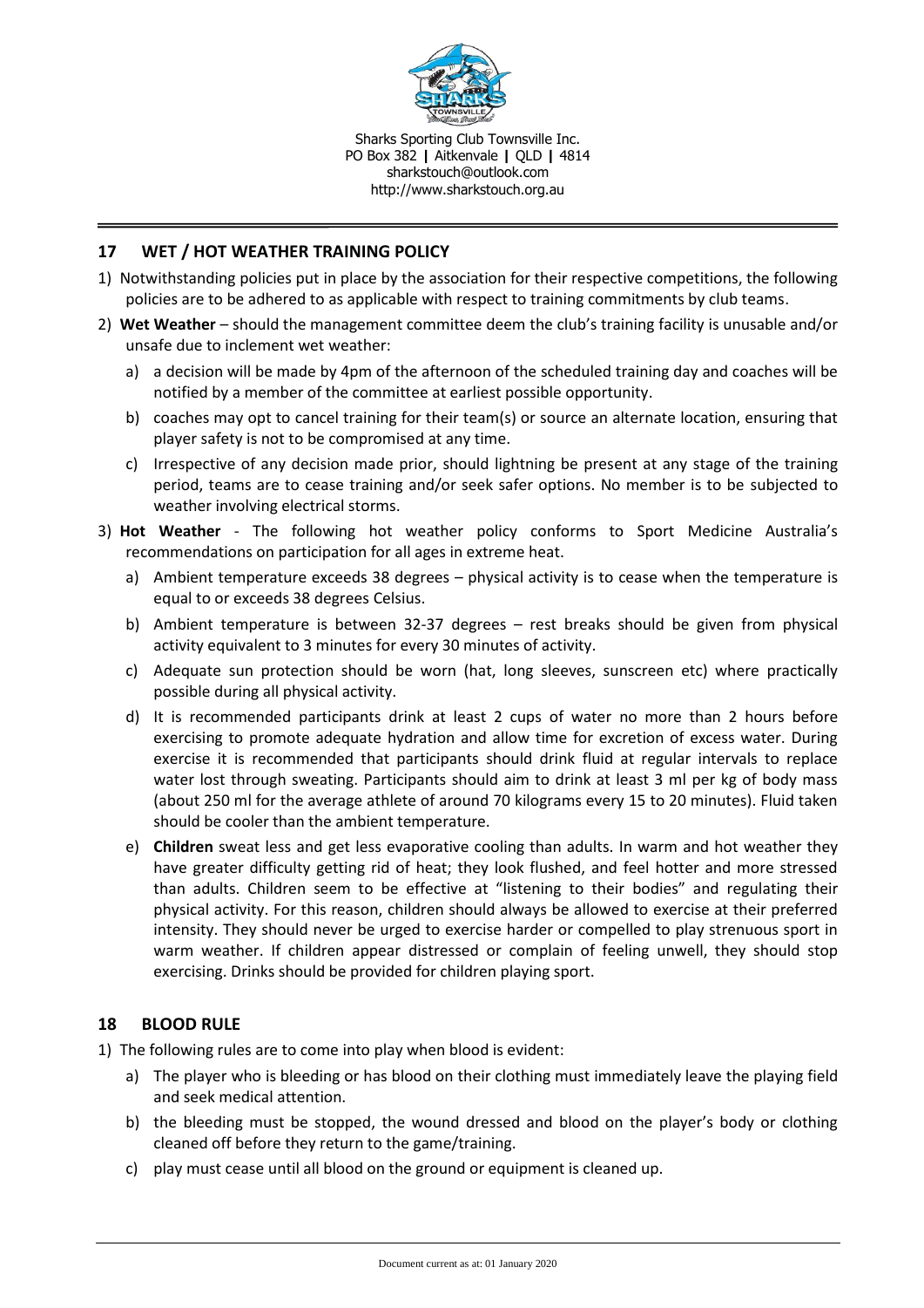## 17 WET / HOT WEATHER TRAINING POLICY

1) Notwithstanding policies put in place by the association for their respective competitions, the following policies are to be adhered to as applicable with respect to training commitments by club teams.
2) **Wet Weather** – should the management committee deem the club's training facility is unusable and/or unsafe due to inclement wet weather:
   a) a decision will be made by 4pm of the afternoon of the scheduled training day and coaches will be notified by a member of the committee at earliest possible opportunity.
   b) coaches may opt to cancel training for their team(s) or source an alternate location, ensuring that player safety is not to be compromised at any time.
   c) Irrespective of any decision made prior, should lightning be present at any stage of the training period, teams are to cease training and/or seek safer options. No member is to be subjected to weather involving electrical storms.
3) **Hot Weather** - The following hot weather policy conforms to Sport Medicine Australia's recommendations on participation for all ages in extreme heat.
   a) Ambient temperature exceeds 38 degrees – physical activity is to cease when the temperature is equal to or exceeds 38 degrees Celsius.
   b) Ambient temperature is between 32-37 degrees – rest breaks should be given from physical activity equivalent to 3 minutes for every 30 minutes of activity.
   c) Adequate sun protection should be worn (hat, long sleeves, sunscreen etc) where practically possible during all physical activity.
   d) It is recommended participants drink at least 2 cups of water no more than 2 hours before exercising to promote adequate hydration and allow time for excretion of excess water. During exercise it is recommended that participants should drink fluid at regular intervals to replace water lost through sweating. Participants should aim to drink at least 3 ml per kg of body mass (about 250 ml for the average athlete of around 70 kilograms every 15 to 20 minutes). Fluid taken should be cooler than the ambient temperature.
   e) **Children** sweat less and get less evaporative cooling than adults. In warm and hot weather they have greater difficulty getting rid of heat; they look flushed, and feel hotter and more stressed than adults. Children seem to be effective at "listening to their bodies" and regulating their physical activity. For this reason, children should always be allowed to exercise at their preferred intensity. They should never be urged to exercise harder or compelled to play strenuous sport in warm weather. If children appear distressed or complain of feeling unwell, they should stop exercising. Drinks should be provided for children playing sport.

## 18 BLOOD RULE

1) The following rules are to come into play when blood is evident:
   a) The player who is bleeding or has blood on their clothing must immediately leave the playing field and seek medical attention.
   b) the bleeding must be stopped, the wound dressed and blood on the player's body or clothing cleaned off before they return to the game/training.
   c) play must cease until all blood on the ground or equipment is cleaned up.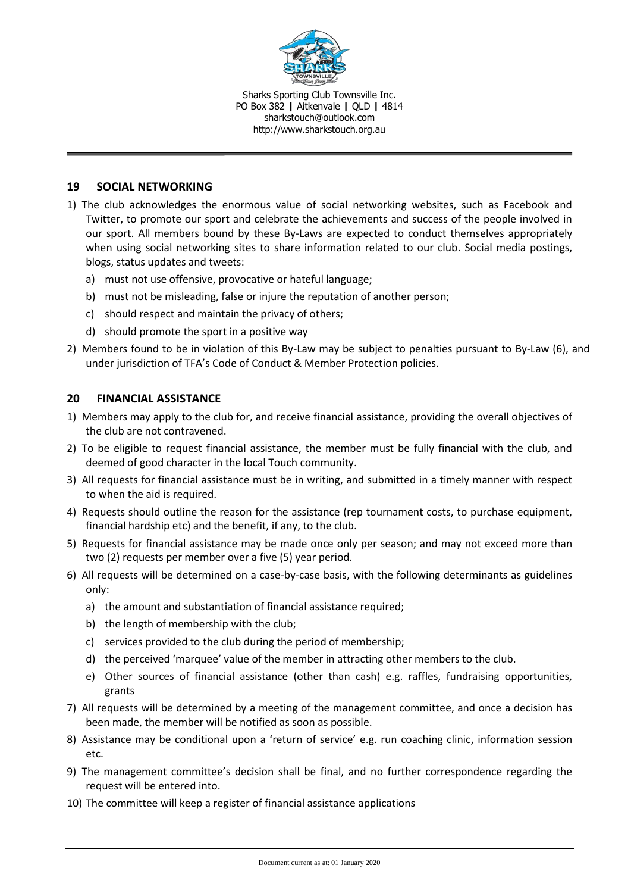## 19 SOCIAL NETWORKING

1) The club acknowledges the enormous value of social networking websites, such as Facebook and Twitter, to promote our sport and celebrate the achievements and success of the people involved in our sport. All members bound by these By-Laws are expected to conduct themselves appropriately when using social networking sites to share information related to our club. Social media postings, blogs, status updates and tweets:
   a) must not use offensive, provocative or hateful language;
   b) must not be misleading, false or injure the reputation of another person;
   c) should respect and maintain the privacy of others;
   d) should promote the sport in a positive way
2) Members found to be in violation of this By-Law may be subject to penalties pursuant to By-Law (6), and under jurisdiction of TFA's Code of Conduct & Member Protection policies.

## 20 FINANCIAL ASSISTANCE

1) Members may apply to the club for, and receive financial assistance, providing the overall objectives of the club are not contravened.
2) To be eligible to request financial assistance, the member must be fully financial with the club, and deemed of good character in the local Touch community.
3) All requests for financial assistance must be in writing, and submitted in a timely manner with respect to when the aid is required.
4) Requests should outline the reason for the assistance (rep tournament costs, to purchase equipment, financial hardship etc) and the benefit, if any, to the club.
5) Requests for financial assistance may be made once only per season; and may not exceed more than two (2) requests per member over a five (5) year period.
6) All requests will be determined on a case-by-case basis, with the following determinants as guidelines only:
   a) the amount and substantiation of financial assistance required;
   b) the length of membership with the club;
   c) services provided to the club during the period of membership;
   d) the perceived 'marquee' value of the member in attracting other members to the club.
   e) Other sources of financial assistance (other than cash) e.g. raffles, fundraising opportunities, grants
7) All requests will be determined by a meeting of the management committee, and once a decision has been made, the member will be notified as soon as possible.
8) Assistance may be conditional upon a 'return of service' e.g. run coaching clinic, information session etc.
9) The management committee's decision shall be final, and no further correspondence regarding the request will be entered into.
10) The committee will keep a register of financial assistance applications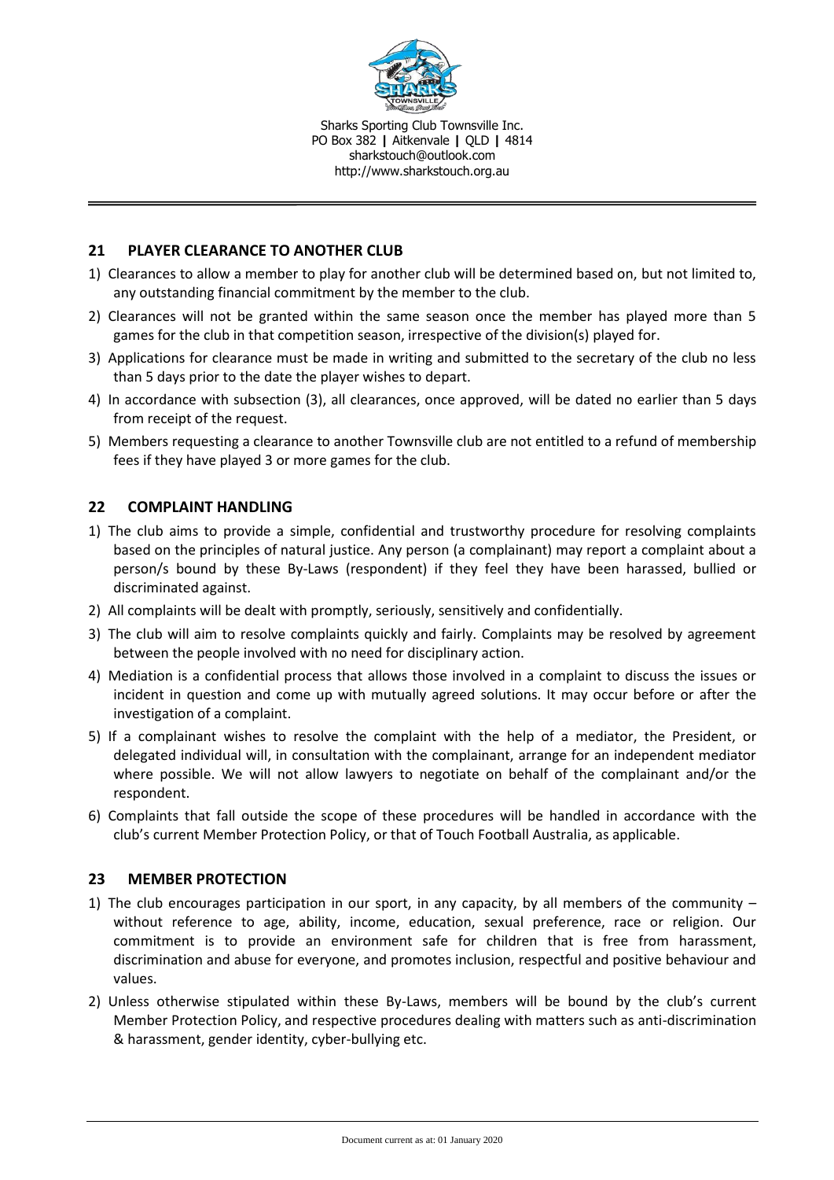## 21 PLAYER CLEARANCE TO ANOTHER CLUB

1) Clearances to allow a member to play for another club will be determined based on, but not limited to, any outstanding financial commitment by the member to the club.
2) Clearances will not be granted within the same season once the member has played more than 5 games for the club in that competition season, irrespective of the division(s) played for.
3) Applications for clearance must be made in writing and submitted to the secretary of the club no less than 5 days prior to the date the player wishes to depart.
4) In accordance with subsection (3), all clearances, once approved, will be dated no earlier than 5 days from receipt of the request.
5) Members requesting a clearance to another Townsville club are not entitled to a refund of membership fees if they have played 3 or more games for the club.

## 22 COMPLAINT HANDLING

1) The club aims to provide a simple, confidential and trustworthy procedure for resolving complaints based on the principles of natural justice. Any person (a complainant) may report a complaint about a person/s bound by these By-Laws (respondent) if they feel they have been harassed, bullied or discriminated against.
2) All complaints will be dealt with promptly, seriously, sensitively and confidentially.
3) The club will aim to resolve complaints quickly and fairly. Complaints may be resolved by agreement between the people involved with no need for disciplinary action.
4) Mediation is a confidential process that allows those involved in a complaint to discuss the issues or incident in question and come up with mutually agreed solutions. It may occur before or after the investigation of a complaint.
5) If a complainant wishes to resolve the complaint with the help of a mediator, the President, or delegated individual will, in consultation with the complainant, arrange for an independent mediator where possible. We will not allow lawyers to negotiate on behalf of the complainant and/or the respondent.
6) Complaints that fall outside the scope of these procedures will be handled in accordance with the club's current Member Protection Policy, or that of Touch Football Australia, as applicable.

## 23 MEMBER PROTECTION

1) The club encourages participation in our sport, in any capacity, by all members of the community – without reference to age, ability, income, education, sexual preference, race or religion. Our commitment is to provide an environment safe for children that is free from harassment, discrimination and abuse for everyone, and promotes inclusion, respectful and positive behaviour and values.
2) Unless otherwise stipulated within these By-Laws, members will be bound by the club's current Member Protection Policy, and respective procedures dealing with matters such as anti-discrimination & harassment, gender identity, cyber-bullying etc.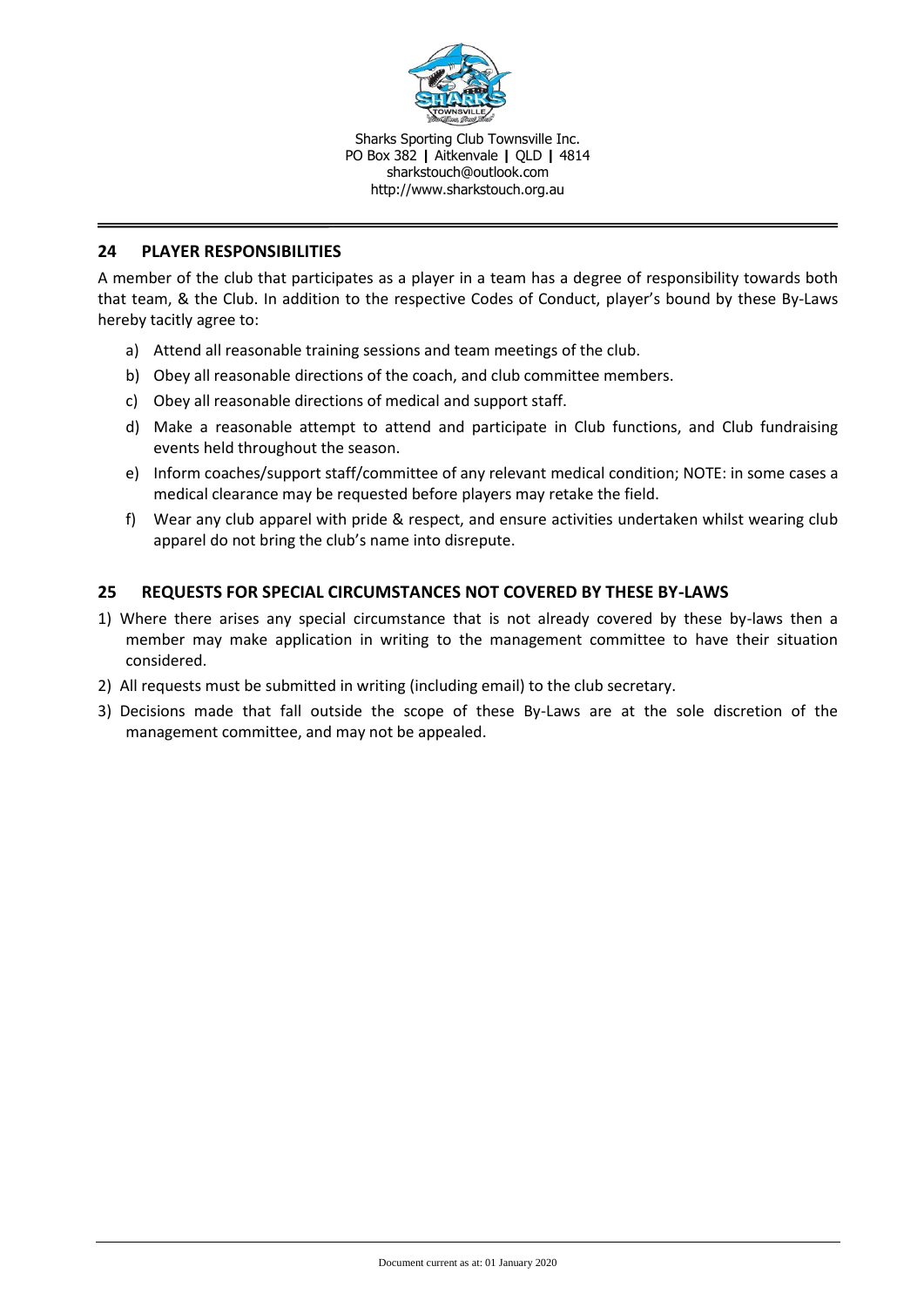## 24 PLAYER RESPONSIBILITIES

A member of the club that participates as a player in a team has a degree of responsibility towards both that team, & the Club. In addition to the respective Codes of Conduct, player's bound by these By-Laws hereby tacitly agree to:

a) Attend all reasonable training sessions and team meetings of the club.
b) Obey all reasonable directions of the coach, and club committee members.
c) Obey all reasonable directions of medical and support staff.
d) Make a reasonable attempt to attend and participate in Club functions, and Club fundraising events held throughout the season.
e) Inform coaches/support staff/committee of any relevant medical condition; NOTE: in some cases a medical clearance may be requested before players may retake the field.
f) Wear any club apparel with pride & respect, and ensure activities undertaken whilst wearing club apparel do not bring the club's name into disrepute.

## 25 REQUESTS FOR SPECIAL CIRCUMSTANCES NOT COVERED BY THESE BY-LAWS

1) Where there arises any special circumstance that is not already covered by these by-laws then a member may make application in writing to the management committee to have their situation considered.
2) All requests must be submitted in writing (including email) to the club secretary.
3) Decisions made that fall outside the scope of these By-Laws are at the sole discretion of the management committee, and may not be appealed.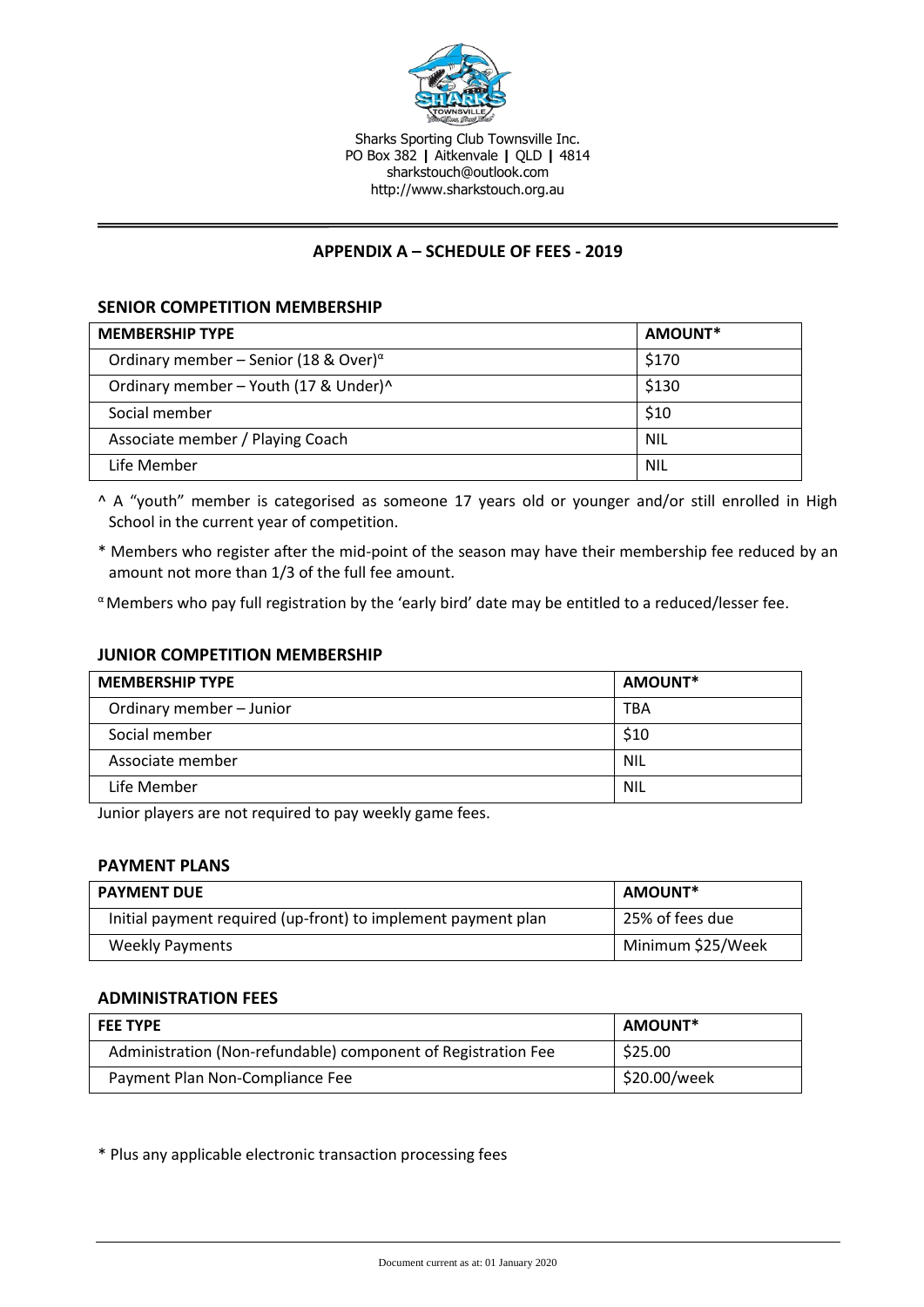Sharks Sporting Club Townsville Inc.
PO Box 382 | Aitkenvale | QLD | 4814
sharkstouch@outlook.com
http://www.sharkstouch.org.au

## APPENDIX A – SCHEDULE OF FEES - 2019

### SENIOR COMPETITION MEMBERSHIP

| MEMBERSHIP TYPE | AMOUNT* |
|---|---|
| Ordinary member – Senior (18 & Over)$^{\alpha}$ | $170 |
| Ordinary member – Youth (17 & Under)^ | $130 |
| Social member | $10 |
| Associate member / Playing Coach | NIL |
| Life Member | NIL |

^ A "youth" member is categorised as someone 17 years old or younger and/or still enrolled in High School in the current year of competition.

* Members who register after the mid-point of the season may have their membership fee reduced by an amount not more than 1/3 of the full fee amount.

$^{\alpha}$ Members who pay full registration by the 'early bird' date may be entitled to a reduced/lesser fee.

### JUNIOR COMPETITION MEMBERSHIP

| MEMBERSHIP TYPE | AMOUNT* |
|---|---|
| Ordinary member – Junior | TBA |
| Social member | $10 |
| Associate member | NIL |
| Life Member | NIL |

Junior players are not required to pay weekly game fees.

### PAYMENT PLANS

| PAYMENT DUE | AMOUNT* |
|---|---|
| Initial payment required (up-front) to implement payment plan | 25% of fees due |
| Weekly Payments | Minimum $25/Week |

### ADMINISTRATION FEES

| FEE TYPE | AMOUNT* |
|---|---|
| Administration (Non-refundable) component of Registration Fee | $25.00 |
| Payment Plan Non-Compliance Fee | $20.00/week |

* Plus any applicable electronic transaction processing fees

Document current as at: 01 January 2020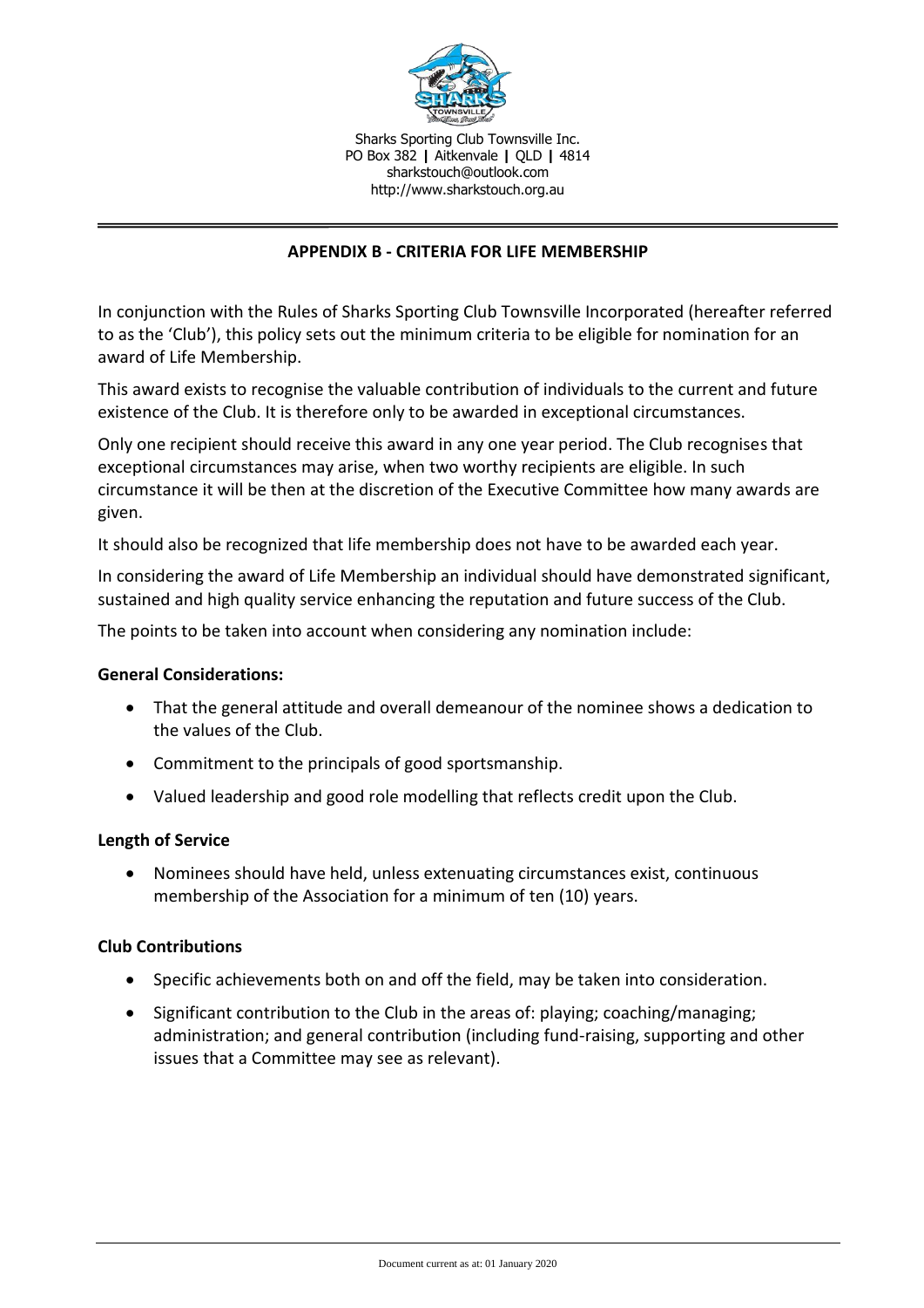Sharks Sporting Club Townsville Inc.
PO Box 382 | Aitkenvale | QLD | 4814
sharkstouch@outlook.com
http://www.sharkstouch.org.au

## APPENDIX B - CRITERIA FOR LIFE MEMBERSHIP

In conjunction with the Rules of Sharks Sporting Club Townsville Incorporated (hereafter referred to as the 'Club'), this policy sets out the minimum criteria to be eligible for nomination for an award of Life Membership.

This award exists to recognise the valuable contribution of individuals to the current and future existence of the Club. It is therefore only to be awarded in exceptional circumstances.

Only one recipient should receive this award in any one year period. The Club recognises that exceptional circumstances may arise, when two worthy recipients are eligible. In such circumstance it will be then at the discretion of the Executive Committee how many awards are given.

It should also be recognized that life membership does not have to be awarded each year.

In considering the award of Life Membership an individual should have demonstrated significant, sustained and high quality service enhancing the reputation and future success of the Club.

The points to be taken into account when considering any nomination include:

**General Considerations:**

- That the general attitude and overall demeanour of the nominee shows a dedication to the values of the Club.
- Commitment to the principals of good sportsmanship.
- Valued leadership and good role modelling that reflects credit upon the Club.

**Length of Service**

- Nominees should have held, unless extenuating circumstances exist, continuous membership of the Association for a minimum of ten (10) years.

**Club Contributions**

- Specific achievements both on and off the field, may be taken into consideration.
- Significant contribution to the Club in the areas of: playing; coaching/managing; administration; and general contribution (including fund-raising, supporting and other issues that a Committee may see as relevant).

Document current as at: 01 January 2020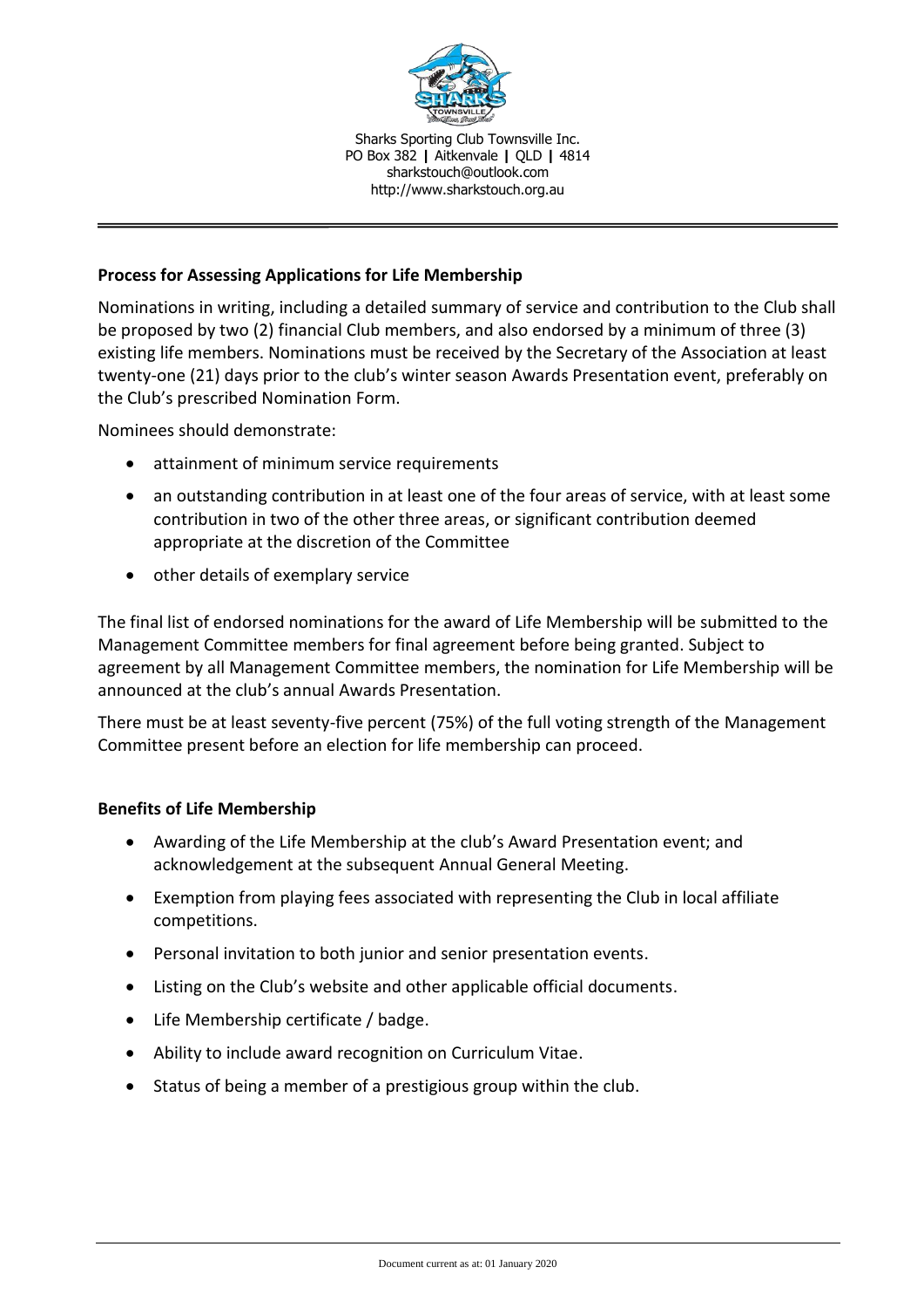Sharks Sporting Club Townsville Inc.
PO Box 382 | Aitkenvale | QLD | 4814
sharkstouch@outlook.com
http://www.sharkstouch.org.au

**Process for Assessing Applications for Life Membership**

Nominations in writing, including a detailed summary of service and contribution to the Club shall be proposed by two (2) financial Club members, and also endorsed by a minimum of three (3) existing life members. Nominations must be received by the Secretary of the Association at least twenty-one (21) days prior to the club's winter season Awards Presentation event, preferably on the Club's prescribed Nomination Form.

Nominees should demonstrate:

- attainment of minimum service requirements
- an outstanding contribution in at least one of the four areas of service, with at least some contribution in two of the other three areas, or significant contribution deemed appropriate at the discretion of the Committee
- other details of exemplary service

The final list of endorsed nominations for the award of Life Membership will be submitted to the Management Committee members for final agreement before being granted. Subject to agreement by all Management Committee members, the nomination for Life Membership will be announced at the club's annual Awards Presentation.

There must be at least seventy-five percent (75%) of the full voting strength of the Management Committee present before an election for life membership can proceed.

**Benefits of Life Membership**

- Awarding of the Life Membership at the club's Award Presentation event; and acknowledgement at the subsequent Annual General Meeting.
- Exemption from playing fees associated with representing the Club in local affiliate competitions.
- Personal invitation to both junior and senior presentation events.
- Listing on the Club's website and other applicable official documents.
- Life Membership certificate / badge.
- Ability to include award recognition on Curriculum Vitae.
- Status of being a member of a prestigious group within the club.

Document current as at: 01 January 2020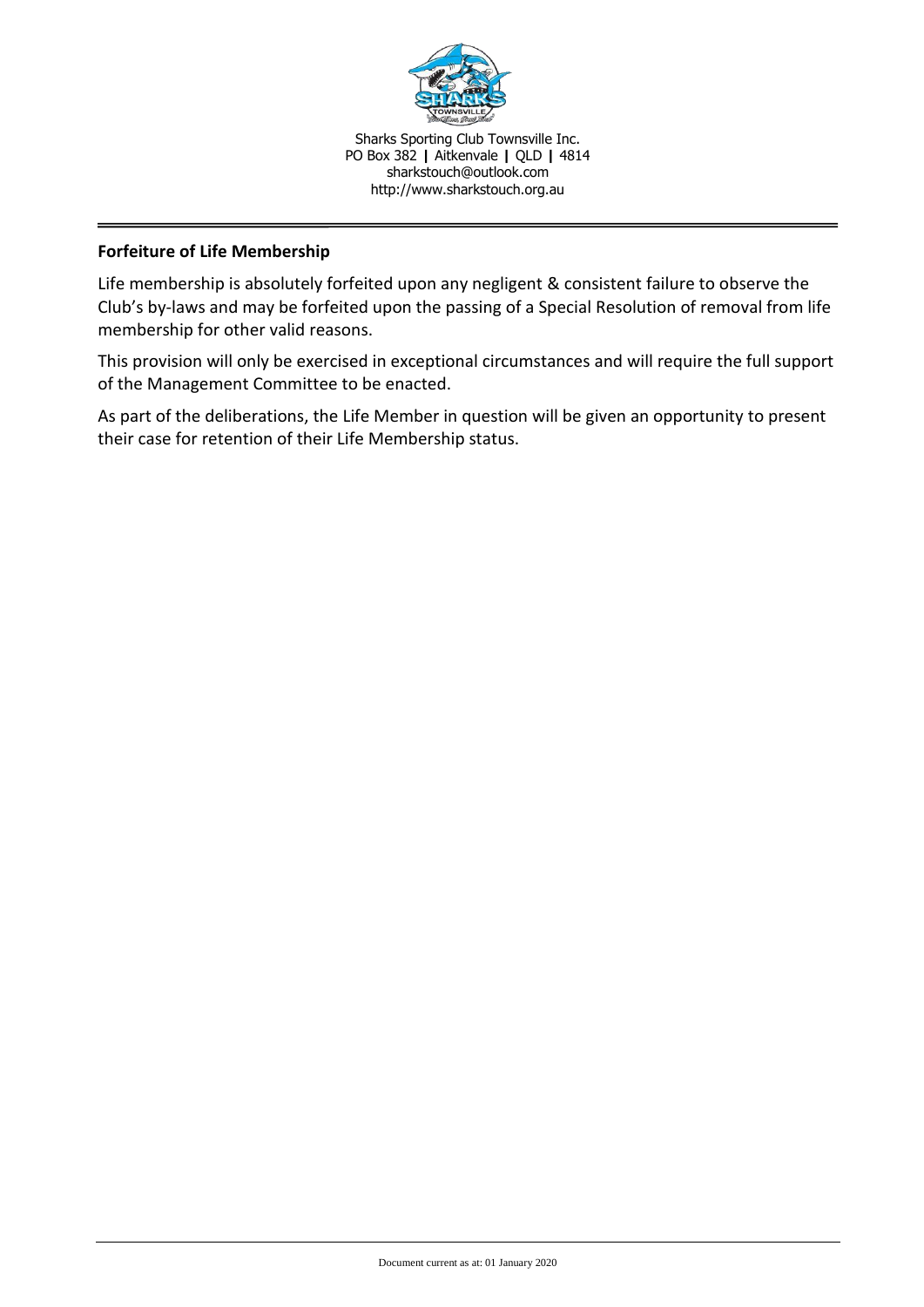**Forfeiture of Life Membership**

Life membership is absolutely forfeited upon any negligent & consistent failure to observe the Club's by-laws and may be forfeited upon the passing of a Special Resolution of removal from life membership for other valid reasons.

This provision will only be exercised in exceptional circumstances and will require the full support of the Management Committee to be enacted.

As part of the deliberations, the Life Member in question will be given an opportunity to present their case for retention of their Life Membership status.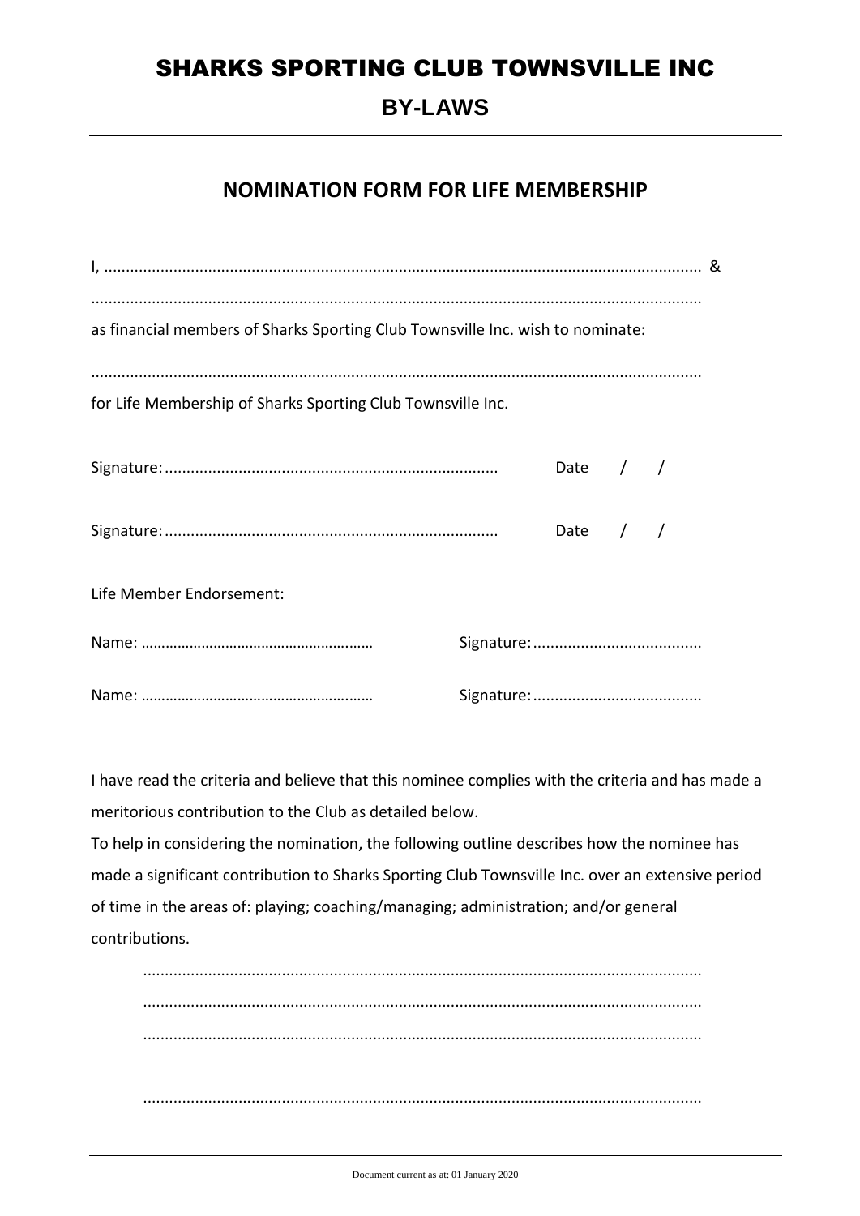# SHARKS SPORTING CLUB TOWNSVILLE INC

## BY-LAWS

---

### NOMINATION FORM FOR LIFE MEMBERSHIP

I, ........................................................................................................................................ &

..........................................................................................................................................

as financial members of Sharks Sporting Club Townsville Inc. wish to nominate:

..........................................................................................................................................

for Life Membership of Sharks Sporting Club Townsville Inc.

Signature:............................................................................ Date / /

Signature:............................................................................ Date / /

Life Member Endorsement:

Name: ........................................................ Signature:.......................................

Name: ........................................................ Signature:.......................................

I have read the criteria and believe that this nominee complies with the criteria and has made a meritorious contribution to the Club as detailed below.

To help in considering the nomination, the following outline describes how the nominee has made a significant contribution to Sharks Sporting Club Townsville Inc. over an extensive period of time in the areas of: playing; coaching/managing; administration; and/or general contributions.

..............................................................................................................................

..............................................................................................................................

..............................................................................................................................

..............................................................................................................................

Document current as at: 01 January 2020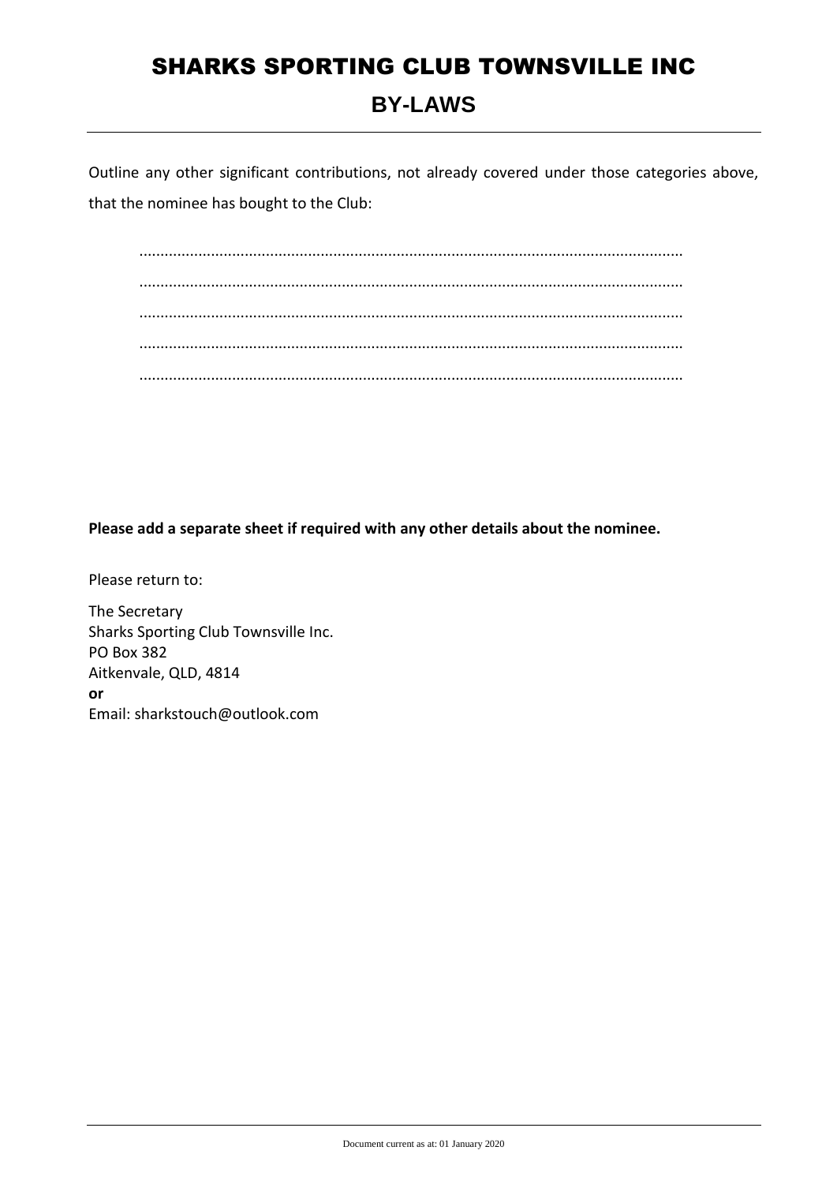Outline any other significant contributions, not already covered under those categories above, that the nominee has bought to the Club:

...............................................................................................................................

...............................................................................................................................

...............................................................................................................................

...............................................................................................................................

...............................................................................................................................

**Please add a separate sheet if required with any other details about the nominee.**

Please return to:

The Secretary
Sharks Sporting Club Townsville Inc.
PO Box 382
Aitkenvale, QLD, 4814
**or**
Email: sharkstouch@outlook.com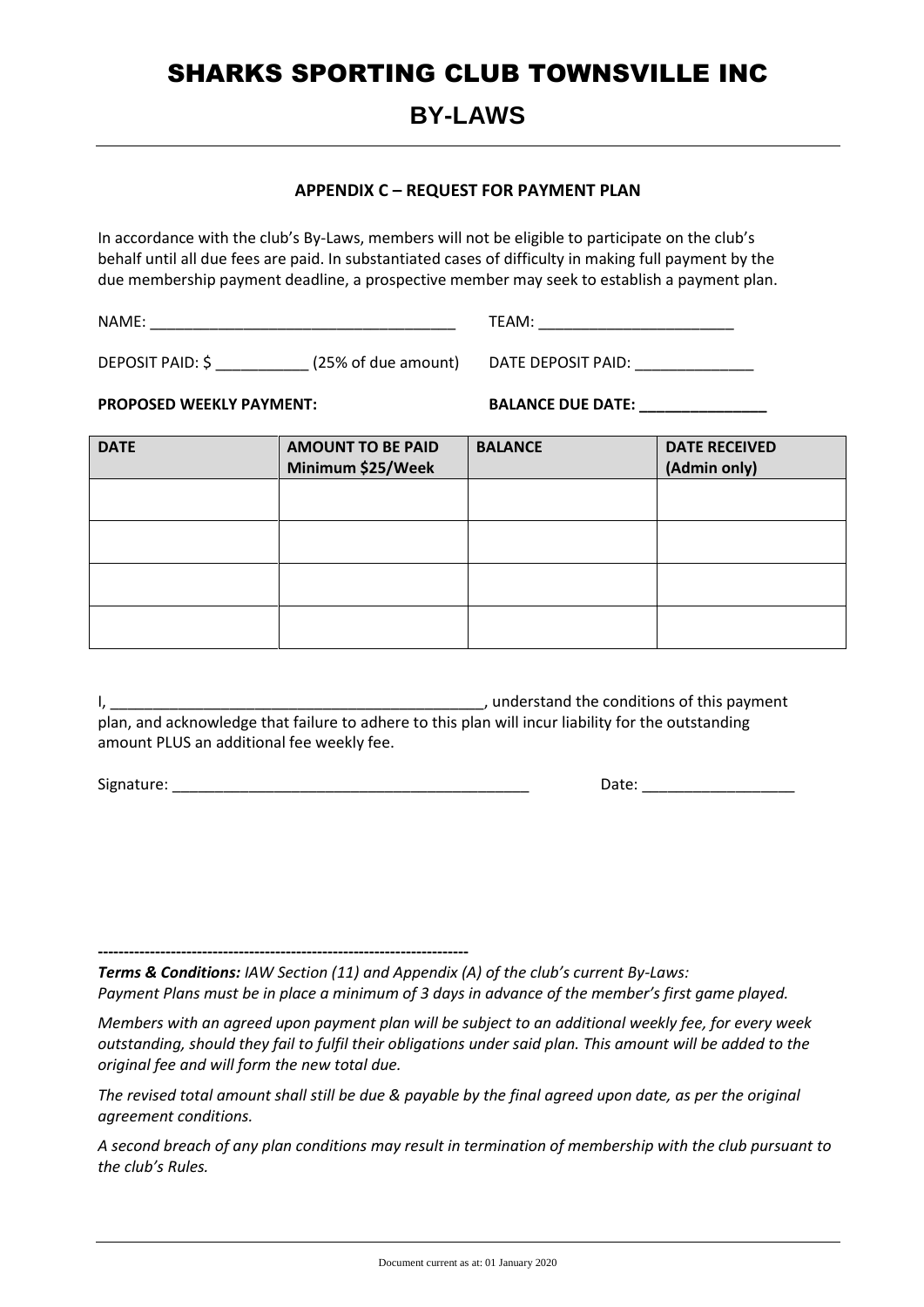# SHARKS SPORTING CLUB TOWNSVILLE INC

## BY-LAWS

### APPENDIX C – REQUEST FOR PAYMENT PLAN

In accordance with the club's By-Laws, members will not be eligible to participate on the club's behalf until all due fees are paid. In substantiated cases of difficulty in making full payment by the due membership payment deadline, a prospective member may seek to establish a payment plan.

NAME: ____________________________________ TEAM: _______________________

DEPOSIT PAID: $ ___________ (25% of due amount) DATE DEPOSIT PAID: ______________

**PROPOSED WEEKLY PAYMENT:** **BALANCE DUE DATE: _______________**

| DATE | AMOUNT TO BE PAID Minimum $25/Week | BALANCE | DATE RECEIVED (Admin only) |
|---|---|---|---|
| | | | |
| | | | |
| | | | |
| | | | |

I, _____________________________________________, understand the conditions of this payment plan, and acknowledge that failure to adhere to this plan will incur liability for the outstanding amount PLUS an additional fee weekly fee.

Signature: ___________________________________________ Date: __________________

-----------------------------------------------------------------------

***Terms & Conditions:*** *IAW Section (11) and Appendix (A) of the club's current By-Laws:*
*Payment Plans must be in place a minimum of 3 days in advance of the member's first game played.*

*Members with an agreed upon payment plan will be subject to an additional weekly fee, for every week outstanding, should they fail to fulfil their obligations under said plan. This amount will be added to the original fee and will form the new total due.*

*The revised total amount shall still be due & payable by the final agreed upon date, as per the original agreement conditions.*

*A second breach of any plan conditions may result in termination of membership with the club pursuant to the club's Rules.*

Document current as at: 01 January 2020